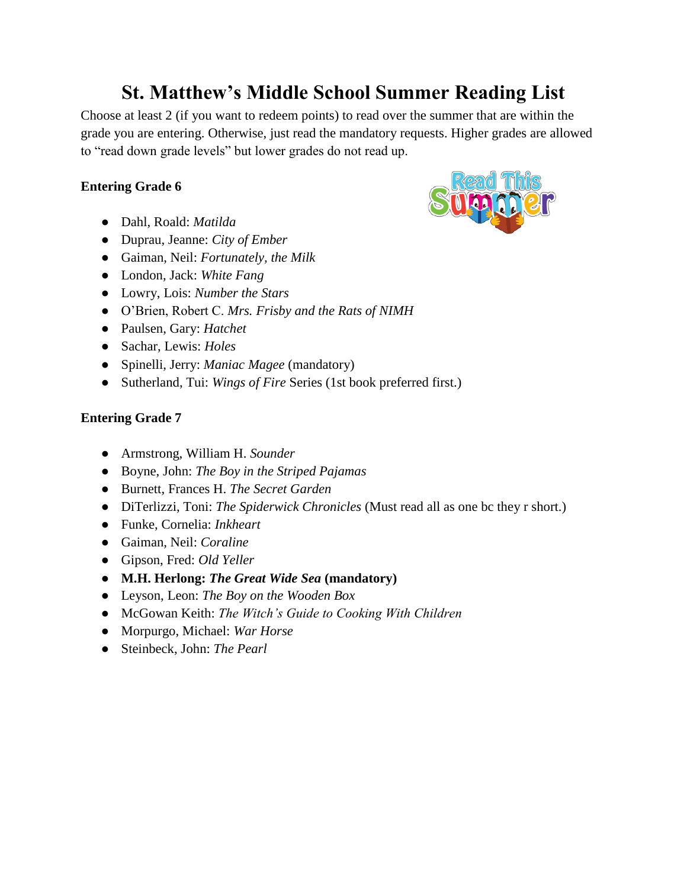# St. Matthew's Middle School Summer Reading List

Choose at least 2 (if you want to redeem points) to read over the summer that are within the grade you are entering. Otherwise, just read the mandatory requests. Higher grades are allowed to "read down grade levels" but lower grades do not read up.

**Entering Grade 6**

- Dahl, Roald: *Matilda*
- Duprau, Jeanne: *City of Ember*
- Gaiman, Neil: *Fortunately, the Milk*
- London, Jack: *White Fang*
- Lowry, Lois: *Number the Stars*
- O'Brien, Robert C. *Mrs. Frisby and the Rats of NIMH*
- Paulsen, Gary: *Hatchet*
- Sachar, Lewis: *Holes*
- Spinelli, Jerry: *Maniac Magee* (mandatory)
- Sutherland, Tui: *Wings of Fire* Series (1st book preferred first.)

**Entering Grade 7**

- Armstrong, William H. *Sounder*
- Boyne, John: *The Boy in the Striped Pajamas*
- Burnett, Frances H. *The Secret Garden*
- DiTerlizzi, Toni: *The Spiderwick Chronicles* (Must read all as one bc they r short.)
- Funke, Cornelia: *Inkheart*
- Gaiman, Neil: *Coraline*
- Gipson, Fred: *Old Yeller*
- **M.H. Herlong: *The Great Wide Sea* (mandatory)**
- Leyson, Leon: *The Boy on the Wooden Box*
- McGowan Keith: *The Witch's Guide to Cooking With Children*
- Morpurgo, Michael: *War Horse*
- Steinbeck, John: *The Pearl*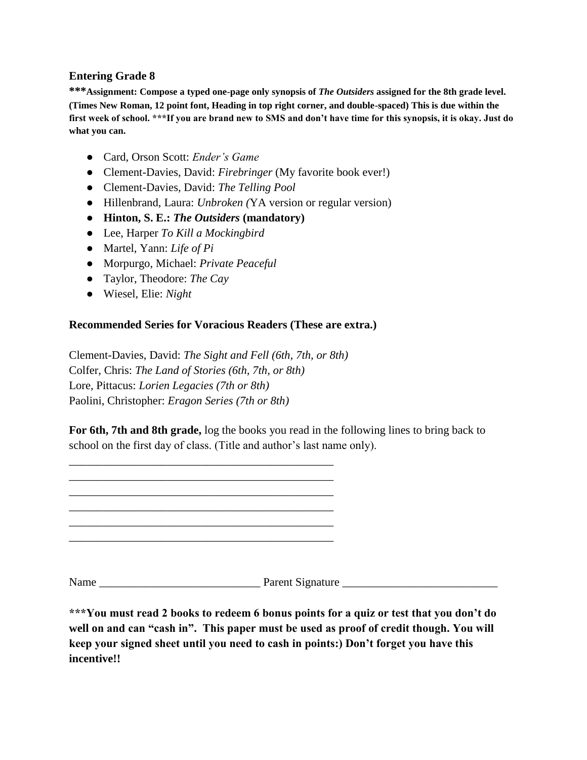### Entering Grade 8

**\*\*\*Assignment: Compose a typed one-page only synopsis of *The Outsiders* assigned for the 8th grade level. (Times New Roman, 12 point font, Heading in top right corner, and double-spaced) This is due within the first week of school. \*\*\*If you are brand new to SMS and don't have time for this synopsis, it is okay. Just do what you can.**

- Card, Orson Scott: *Ender's Game*
- Clement-Davies, David: *Firebringer* (My favorite book ever!)
- Clement-Davies, David: *The Telling Pool*
- Hillenbrand, Laura: *Unbroken (*YA version or regular version)
- **Hinton, S. E.: *The Outsiders* (mandatory)**
- Lee, Harper *To Kill a Mockingbird*
- Martel, Yann: *Life of Pi*
- Morpurgo, Michael: *Private Peaceful*
- Taylor, Theodore: *The Cay*
- Wiesel, Elie: *Night*

**Recommended Series for Voracious Readers (These are extra.)**

Clement-Davies, David: *The Sight and Fell (6th, 7th, or 8th)*
Colfer, Chris: *The Land of Stories (6th, 7th, or 8th)*
Lore, Pittacus: *Lorien Legacies (7th or 8th)*
Paolini, Christopher: *Eragon Series (7th or 8th)*

**For 6th, 7th and 8th grade,** log the books you read in the following lines to bring back to school on the first day of class. (Title and author's last name only).

______________________________________________
______________________________________________
______________________________________________
______________________________________________
______________________________________________
______________________________________________

Name ___________________________ Parent Signature __________________________

**\*\*\*You must read 2 books to redeem 6 bonus points for a quiz or test that you don't do well on and can "cash in". This paper must be used as proof of credit though. You will keep your signed sheet until you need to cash in points:) Don't forget you have this incentive!!**